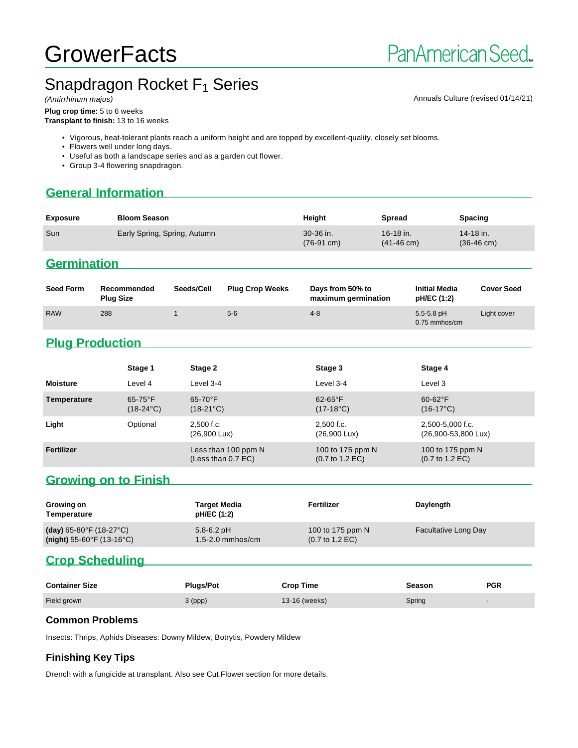# GrowerFacts

PanAmerican Seed

## Snapdragon Rocket $F_1$ Series

*(Antirrhinum majus)*

Annuals Culture (revised 01/14/21)

**Plug crop time:** 5 to 6 weeks
**Transplant to finish:** 13 to 16 weeks

- Vigorous, heat-tolerant plants reach a uniform height and are topped by excellent-quality, closely set blooms.
- Flowers well under long days.
- Useful as both a landscape series and as a garden cut flower.
- Group 3-4 flowering snapdragon.

## General Information

| Exposure | Bloom Season | Height | Spread | Spacing |
|---|---|---|---|---|
| Sun | Early Spring, Spring, Autumn | 30-36 in. (76-91 cm) | 16-18 in. (41-46 cm) | 14-18 in. (36-46 cm) |

## Germination

| Seed Form | Recommended Plug Size | Seeds/Cell | Plug Crop Weeks | Days from 50% to maximum germination | Initial Media pH/EC (1:2) | Cover Seed |
|---|---|---|---|---|---|---|
| RAW | 288 | 1 | 5-6 | 4-8 | 5.5-5.8 pH 0.75 mmhos/cm | Light cover |

## Plug Production

| | Stage 1 | Stage 2 | Stage 3 | Stage 4 |
|---|---|---|---|---|
| **Moisture** | Level 4 | Level 3-4 | Level 3-4 | Level 3 |
| **Temperature** | 65-75°F (18-24°C) | 65-70°F (18-21°C) | 62-65°F (17-18°C) | 60-62°F (16-17°C) |
| **Light** | Optional | 2,500 f.c. (26,900 Lux) | 2,500 f.c. (26,900 Lux) | 2,500-5,000 f.c. (26,900-53,800 Lux) |
| **Fertilizer** | | Less than 100 ppm N (Less than 0.7 EC) | 100 to 175 ppm N (0.7 to 1.2 EC) | 100 to 175 ppm N (0.7 to 1.2 EC) |

## Growing on to Finish

| Growing on Temperature | Target Media pH/EC (1:2) | Fertilizer | Daylength |
|---|---|---|---|
| **(day)** 65-80°F (18-27°C) **(night)** 55-60°F (13-16°C) | 5.8-6.2 pH 1.5-2.0 mmhos/cm | 100 to 175 ppm N (0.7 to 1.2 EC) | Facultative Long Day |

## Crop Scheduling

| Container Size | Plugs/Pot | Crop Time | Season | PGR |
|---|---|---|---|---|
| Field grown | 3 (ppp) | 13-16 (weeks) | Spring | - |

### Common Problems

Insects: Thrips, Aphids Diseases: Downy Mildew, Botrytis, Powdery Mildew

### Finishing Key Tips

Drench with a fungicide at transplant. Also see Cut Flower section for more details.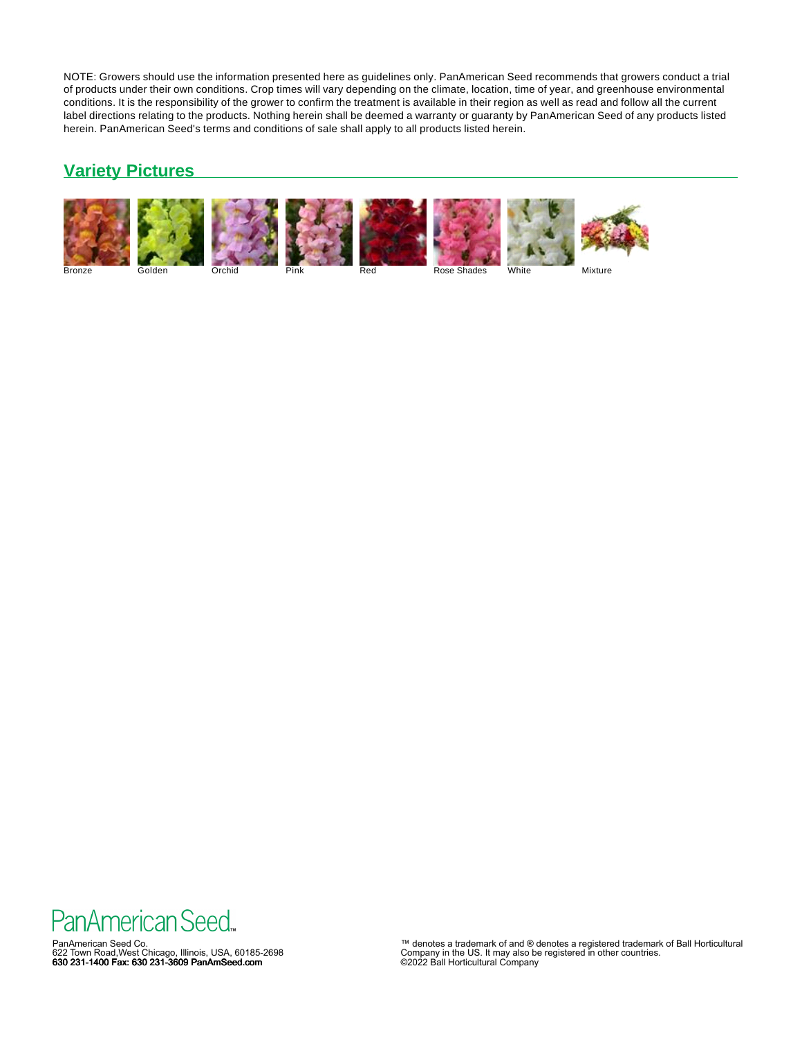NOTE: Growers should use the information presented here as guidelines only. PanAmerican Seed recommends that growers conduct a trial of products under their own conditions. Crop times will vary depending on the climate, location, time of year, and greenhouse environmental conditions. It is the responsibility of the grower to confirm the treatment is available in their region as well as read and follow all the current label directions relating to the products. Nothing herein shall be deemed a warranty or guaranty by PanAmerican Seed of any products listed herein. PanAmerican Seed's terms and conditions of sale shall apply to all products listed herein.

## Variety Pictures

Bronze

Golden

Orchid

Pink

Red

Rose Shades

White

Mixture

PanAmerican Seed™

PanAmerican Seed Co.
622 Town Road,West Chicago, Illinois, USA, 60185-2698
**630 231-1400 Fax: 630 231-3609 PanAmSeed.com**

™ denotes a trademark of and ® denotes a registered trademark of Ball Horticultural Company in the US. It may also be registered in other countries.
©2022 Ball Horticultural Company